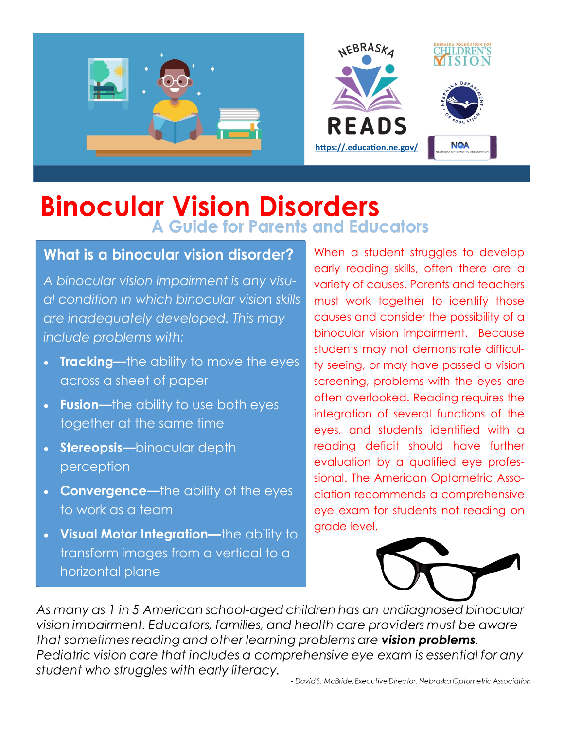NEBRASKA READS

https://.education.ne.gov/

# Binocular Vision Disorders

## A Guide for Parents and Educators

### What is a binocular vision disorder?

*A binocular vision impairment is any visual condition in which binocular vision skills are inadequately developed. This may include problems with:*

- **Tracking—**the ability to move the eyes across a sheet of paper
- **Fusion—**the ability to use both eyes together at the same time
- **Stereopsis—**binocular depth perception
- **Convergence—**the ability of the eyes to work as a team
- **Visual Motor Integration—**the ability to transform images from a vertical to a horizontal plane

When a student struggles to develop early reading skills, often there are a variety of causes. Parents and teachers must work together to identify those causes and consider the possibility of a binocular vision impairment. Because students may not demonstrate difficulty seeing, or may have passed a vision screening, problems with the eyes are often overlooked. Reading requires the integration of several functions of the eyes, and students identified with a reading deficit should have further evaluation by a qualified eye professional. The American Optometric Association recommends a comprehensive eye exam for students not reading on grade level.

*As many as 1 in 5 American school-aged children has an undiagnosed binocular vision impairment. Educators, families, and health care providers must be aware that sometimes reading and other learning problems are **vision problems**. Pediatric vision care that includes a comprehensive eye exam is essential for any student who struggles with early literacy.*

*- David S. McBride, Executive Director, Nebraska Optometric Association*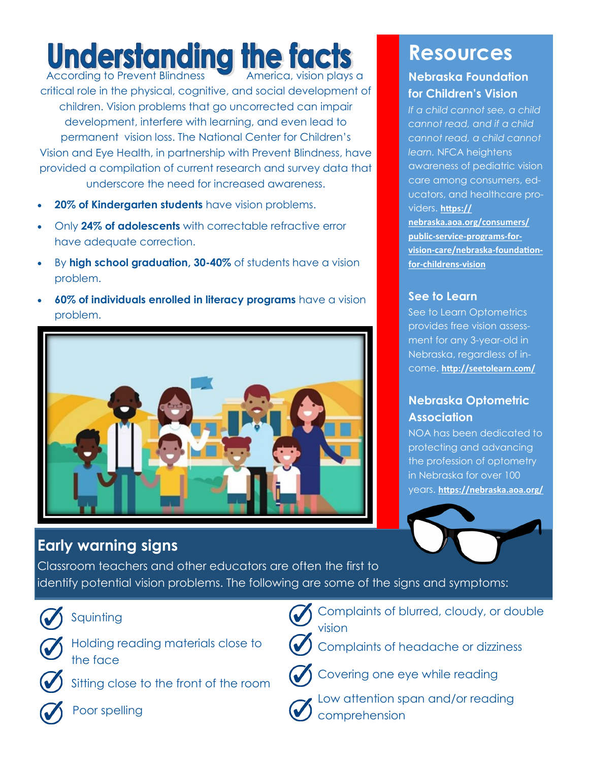# Understanding the facts

According to Prevent Blindness America, vision plays a critical role in the physical, cognitive, and social development of children. Vision problems that go uncorrected can impair development, interfere with learning, and even lead to permanent vision loss. The National Center for Children's Vision and Eye Health, in partnership with Prevent Blindness, have provided a compilation of current research and survey data that underscore the need for increased awareness.

- **20% of Kindergarten students** have vision problems.
- Only **24% of adolescents** with correctable refractive error have adequate correction.
- By **high school graduation, 30-40%** of students have a vision problem.
- **60% of individuals enrolled in literacy programs** have a vision problem.

## Resources

### Nebraska Foundation for Children's Vision

*If a child cannot see, a child cannot read, and if a child cannot read, a child cannot learn.* NFCA heightens awareness of pediatric vision care among consumers, educators, and healthcare providers. **https://nebraska.aoa.org/consumers/public-service-programs-for-vision-care/nebraska-foundation-for-childrens-vision**

### See to Learn

See to Learn Optometrics provides free vision assessment for any 3-year-old in Nebraska, regardless of income. **http://seetolearn.com/**

### Nebraska Optometric Association

NOA has been dedicated to protecting and advancing the profession of optometry in Nebraska for over 100 years. **https://nebraska.aoa.org/**

## Early warning signs

Classroom teachers and other educators are often the first to identify potential vision problems. The following are some of the signs and symptoms:

- Squinting
- Holding reading materials close to the face
- Sitting close to the front of the room
- Poor spelling
- Complaints of blurred, cloudy, or double vision
- Complaints of headache or dizziness
- Covering one eye while reading
- Low attention span and/or reading comprehension